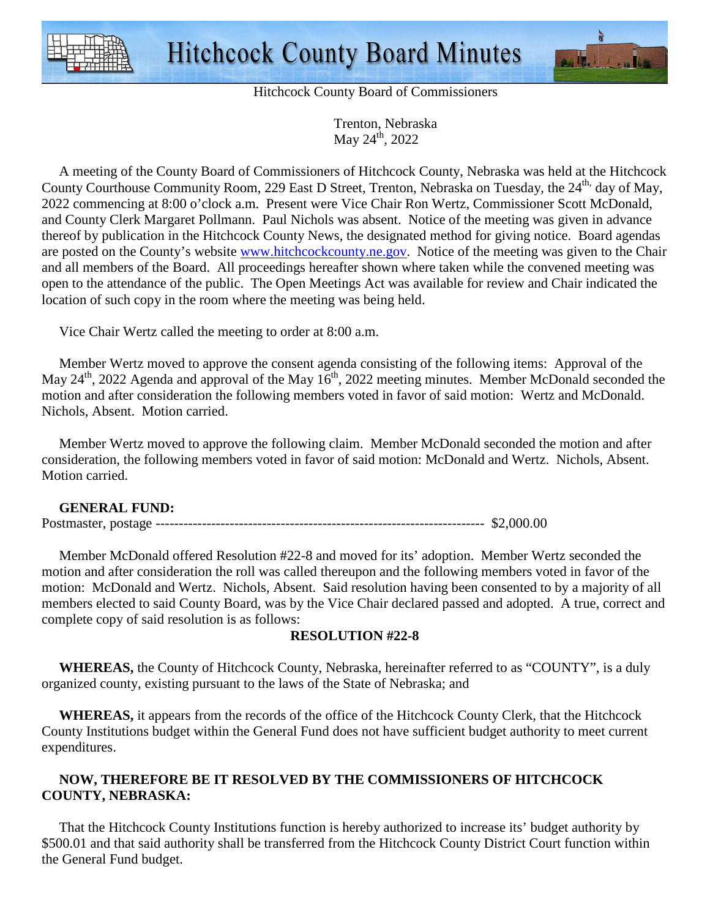# Hitchcock County Board Minutes

Hitchcock County Board of Commissioners

Trenton, Nebraska
May 24th, 2022

A meeting of the County Board of Commissioners of Hitchcock County, Nebraska was held at the Hitchcock County Courthouse Community Room, 229 East D Street, Trenton, Nebraska on Tuesday, the 24th, day of May, 2022 commencing at 8:00 o'clock a.m. Present were Vice Chair Ron Wertz, Commissioner Scott McDonald, and County Clerk Margaret Pollmann. Paul Nichols was absent. Notice of the meeting was given in advance thereof by publication in the Hitchcock County News, the designated method for giving notice. Board agendas are posted on the County's website www.hitchcockcounty.ne.gov. Notice of the meeting was given to the Chair and all members of the Board. All proceedings hereafter shown where taken while the convened meeting was open to the attendance of the public. The Open Meetings Act was available for review and Chair indicated the location of such copy in the room where the meeting was being held.

Vice Chair Wertz called the meeting to order at 8:00 a.m.

Member Wertz moved to approve the consent agenda consisting of the following items: Approval of the May 24th, 2022 Agenda and approval of the May 16th, 2022 meeting minutes. Member McDonald seconded the motion and after consideration the following members voted in favor of said motion: Wertz and McDonald. Nichols, Absent. Motion carried.

Member Wertz moved to approve the following claim. Member McDonald seconded the motion and after consideration, the following members voted in favor of said motion: McDonald and Wertz. Nichols, Absent. Motion carried.

**GENERAL FUND:**

Postmaster, postage ---------------------------------------------------------------------- $2,000.00

Member McDonald offered Resolution #22-8 and moved for its' adoption. Member Wertz seconded the motion and after consideration the roll was called thereupon and the following members voted in favor of the motion: McDonald and Wertz. Nichols, Absent. Said resolution having been consented to by a majority of all members elected to said County Board, was by the Vice Chair declared passed and adopted. A true, correct and complete copy of said resolution is as follows:

**RESOLUTION #22-8**

**WHEREAS,** the County of Hitchcock County, Nebraska, hereinafter referred to as "COUNTY", is a duly organized county, existing pursuant to the laws of the State of Nebraska; and

**WHEREAS,** it appears from the records of the office of the Hitchcock County Clerk, that the Hitchcock County Institutions budget within the General Fund does not have sufficient budget authority to meet current expenditures.

**NOW, THEREFORE BE IT RESOLVED BY THE COMMISSIONERS OF HITCHCOCK COUNTY, NEBRASKA:**

That the Hitchcock County Institutions function is hereby authorized to increase its' budget authority by $500.01 and that said authority shall be transferred from the Hitchcock County District Court function within the General Fund budget.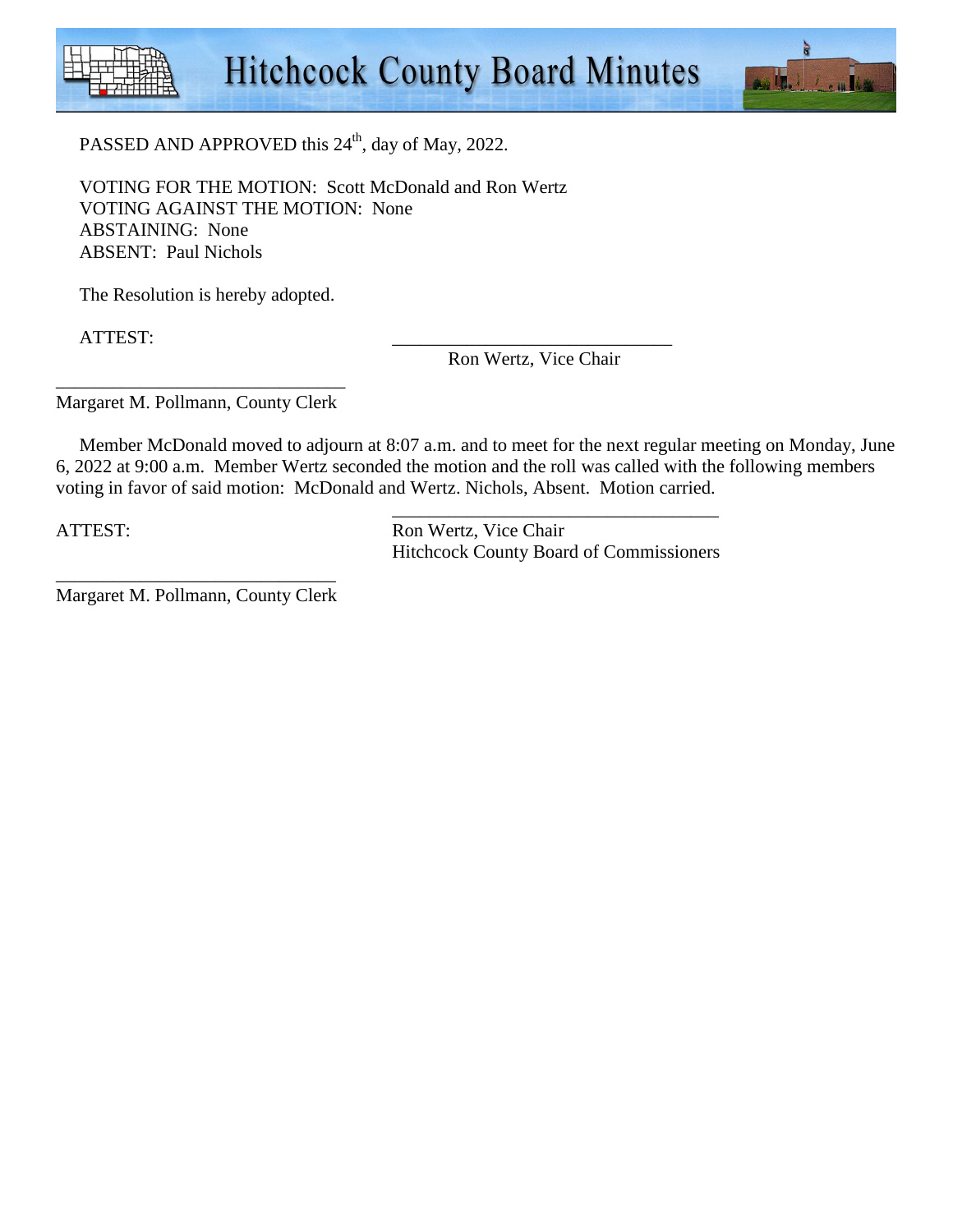PASSED AND APPROVED this 24th, day of May, 2022.

VOTING FOR THE MOTION: Scott McDonald and Ron Wertz
VOTING AGAINST THE MOTION: None
ABSTAINING: None
ABSENT: Paul Nichols

The Resolution is hereby adopted.

ATTEST:

______________________________
Ron Wertz, Vice Chair

______________________________
Margaret M. Pollmann, County Clerk

Member McDonald moved to adjourn at 8:07 a.m. and to meet for the next regular meeting on Monday, June 6, 2022 at 9:00 a.m. Member Wertz seconded the motion and the roll was called with the following members voting in favor of said motion: McDonald and Wertz. Nichols, Absent. Motion carried.

ATTEST:

______________________________
Ron Wertz, Vice Chair
Hitchcock County Board of Commissioners

______________________________
Margaret M. Pollmann, County Clerk